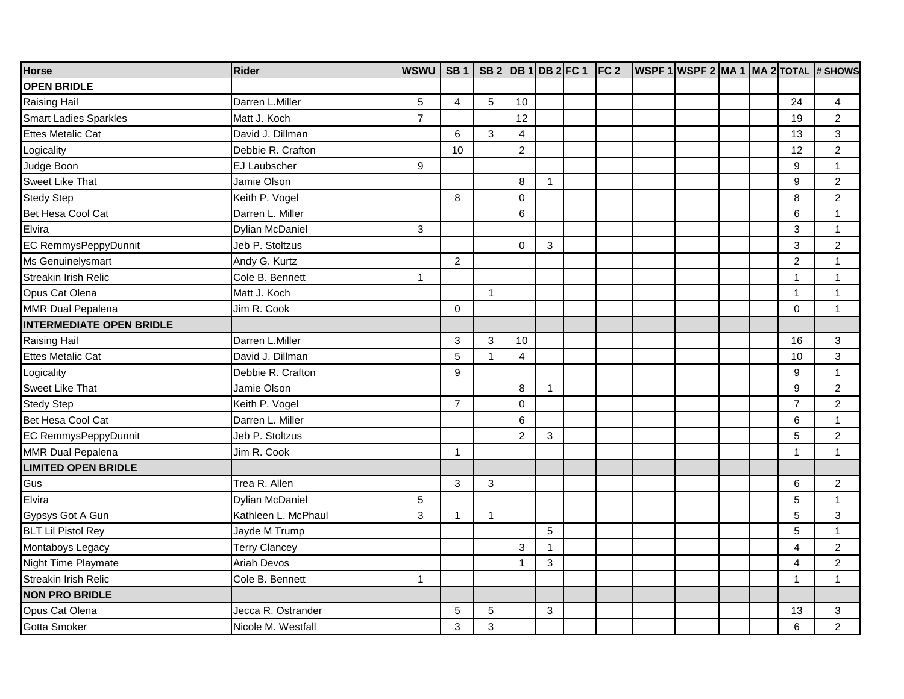| Horse | Rider | WSWU | SB 1 | SB 2 | DB 1 | DB 2 | FC 1 | FC 2 | WSPF 1 | WSPF 2 | MA 1 | MA 2 | TOTAL | # SHOWS |
|---|---|---|---|---|---|---|---|---|---|---|---|---|---|---|
| **OPEN BRIDLE** | | | | | | | | | | | | | | |
| Raising Hail | Darren L.Miller | 5 | 4 | 5 | 10 | | | | | | | | 24 | 4 |
| Smart Ladies Sparkles | Matt J. Koch | 7 | | | 12 | | | | | | | | 19 | 2 |
| Ettes Metalic Cat | David J. Dillman | | 6 | 3 | 4 | | | | | | | | 13 | 3 |
| Logicality | Debbie R. Crafton | | 10 | | 2 | | | | | | | | 12 | 2 |
| Judge Boon | EJ Laubscher | 9 | | | | | | | | | | | 9 | 1 |
| Sweet Like That | Jamie Olson | | | | 8 | 1 | | | | | | | 9 | 2 |
| Stedy Step | Keith P. Vogel | | 8 | | 0 | | | | | | | | 8 | 2 |
| Bet Hesa Cool Cat | Darren L. Miller | | | | 6 | | | | | | | | 6 | 1 |
| Elvira | Dylian McDaniel | 3 | | | | | | | | | | | 3 | 1 |
| EC RemmysPeppyDunnit | Jeb P. Stoltzus | | | | 0 | 3 | | | | | | | 3 | 2 |
| Ms Genuinelysmart | Andy G. Kurtz | | 2 | | | | | | | | | | 2 | 1 |
| Streakin Irish Relic | Cole B. Bennett | 1 | | | | | | | | | | | 1 | 1 |
| Opus Cat Olena | Matt J. Koch | | | 1 | | | | | | | | | 1 | 1 |
| MMR Dual Pepalena | Jim R. Cook | | 0 | | | | | | | | | | 0 | 1 |
| **INTERMEDIATE OPEN BRIDLE** | | | | | | | | | | | | | | |
| Raising Hail | Darren L.Miller | | 3 | 3 | 10 | | | | | | | | 16 | 3 |
| Ettes Metalic Cat | David J. Dillman | | 5 | 1 | 4 | | | | | | | | 10 | 3 |
| Logicality | Debbie R. Crafton | | 9 | | | | | | | | | | 9 | 1 |
| Sweet Like That | Jamie Olson | | | | 8 | 1 | | | | | | | 9 | 2 |
| Stedy Step | Keith P. Vogel | | 7 | | 0 | | | | | | | | 7 | 2 |
| Bet Hesa Cool Cat | Darren L. Miller | | | | 6 | | | | | | | | 6 | 1 |
| EC RemmysPeppyDunnit | Jeb P. Stoltzus | | | | 2 | 3 | | | | | | | 5 | 2 |
| MMR Dual Pepalena | Jim R. Cook | | 1 | | | | | | | | | | 1 | 1 |
| **LIMITED OPEN BRIDLE** | | | | | | | | | | | | | | |
| Gus | Trea R. Allen | | 3 | 3 | | | | | | | | | 6 | 2 |
| Elvira | Dylian McDaniel | 5 | | | | | | | | | | | 5 | 1 |
| Gypsys Got A Gun | Kathleen L. McPhaul | 3 | 1 | 1 | | | | | | | | | 5 | 3 |
| BLT Lil Pistol Rey | Jayde M Trump | | | | | 5 | | | | | | | 5 | 1 |
| Montaboys Legacy | Terry Clancey | | | | 3 | 1 | | | | | | | 4 | 2 |
| Night Time Playmate | Ariah Devos | | | | 1 | 3 | | | | | | | 4 | 2 |
| Streakin Irish Relic | Cole B. Bennett | 1 | | | | | | | | | | | 1 | 1 |
| **NON PRO BRIDLE** | | | | | | | | | | | | | | |
| Opus Cat Olena | Jecca R. Ostrander | | 5 | 5 | | 3 | | | | | | | 13 | 3 |
| Gotta Smoker | Nicole M. Westfall | | 3 | 3 | | | | | | | | | 6 | 2 |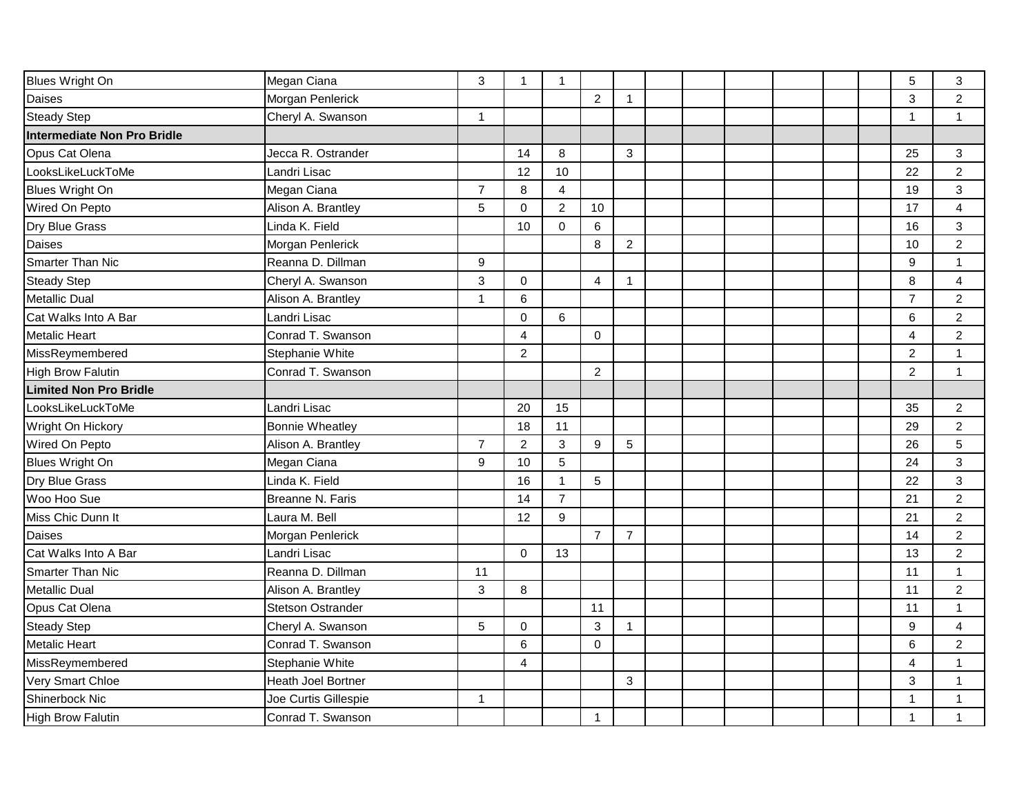| | | | | | | | | | | | | | | |
|---|---|---|---|---|---|---|---|---|---|---|---|---|---|---|
| Blues Wright On | Megan Ciana | 3 | 1 | 1 | | | | | | | | | 5 | 3 |
| Daises | Morgan Penlerick | | | | 2 | 1 | | | | | | | 3 | 2 |
| Steady Step | Cheryl A. Swanson | 1 | | | | | | | | | | | 1 | 1 |
| **Intermediate Non Pro Bridle** | | | | | | | | | | | | | | |
| Opus Cat Olena | Jecca R. Ostrander | | 14 | 8 | | 3 | | | | | | | 25 | 3 |
| LooksLikeLuckToMe | Landri Lisac | | 12 | 10 | | | | | | | | | 22 | 2 |
| Blues Wright On | Megan Ciana | 7 | 8 | 4 | | | | | | | | | 19 | 3 |
| Wired On Pepto | Alison A. Brantley | 5 | 0 | 2 | 10 | | | | | | | | 17 | 4 |
| Dry Blue Grass | Linda K. Field | | 10 | 0 | 6 | | | | | | | | 16 | 3 |
| Daises | Morgan Penlerick | | | | 8 | 2 | | | | | | | 10 | 2 |
| Smarter Than Nic | Reanna D. Dillman | 9 | | | | | | | | | | | 9 | 1 |
| Steady Step | Cheryl A. Swanson | 3 | 0 | | 4 | 1 | | | | | | | 8 | 4 |
| Metallic Dual | Alison A. Brantley | 1 | 6 | | | | | | | | | | 7 | 2 |
| Cat Walks Into A Bar | Landri Lisac | | 0 | 6 | | | | | | | | | 6 | 2 |
| Metalic Heart | Conrad T. Swanson | | 4 | | 0 | | | | | | | | 4 | 2 |
| MissReymembered | Stephanie White | | 2 | | | | | | | | | | 2 | 1 |
| High Brow Falutin | Conrad T. Swanson | | | | 2 | | | | | | | | 2 | 1 |
| **Limited Non Pro Bridle** | | | | | | | | | | | | | | |
| LooksLikeLuckToMe | Landri Lisac | | 20 | 15 | | | | | | | | | 35 | 2 |
| Wright On Hickory | Bonnie Wheatley | | 18 | 11 | | | | | | | | | 29 | 2 |
| Wired On Pepto | Alison A. Brantley | 7 | 2 | 3 | 9 | 5 | | | | | | | 26 | 5 |
| Blues Wright On | Megan Ciana | 9 | 10 | 5 | | | | | | | | | 24 | 3 |
| Dry Blue Grass | Linda K. Field | | 16 | 1 | 5 | | | | | | | | 22 | 3 |
| Woo Hoo Sue | Breanne N. Faris | | 14 | 7 | | | | | | | | | 21 | 2 |
| Miss Chic Dunn It | Laura M. Bell | | 12 | 9 | | | | | | | | | 21 | 2 |
| Daises | Morgan Penlerick | | | | 7 | 7 | | | | | | | 14 | 2 |
| Cat Walks Into A Bar | Landri Lisac | | 0 | 13 | | | | | | | | | 13 | 2 |
| Smarter Than Nic | Reanna D. Dillman | 11 | | | | | | | | | | | 11 | 1 |
| Metallic Dual | Alison A. Brantley | 3 | 8 | | | | | | | | | | 11 | 2 |
| Opus Cat Olena | Stetson Ostrander | | | | 11 | | | | | | | | 11 | 1 |
| Steady Step | Cheryl A. Swanson | 5 | 0 | | 3 | 1 | | | | | | | 9 | 4 |
| Metalic Heart | Conrad T. Swanson | | 6 | | 0 | | | | | | | | 6 | 2 |
| MissReymembered | Stephanie White | | 4 | | | | | | | | | | 4 | 1 |
| Very Smart Chloe | Heath Joel Bortner | | | | | 3 | | | | | | | 3 | 1 |
| Shinerbock Nic | Joe Curtis Gillespie | 1 | | | | | | | | | | | 1 | 1 |
| High Brow Falutin | Conrad T. Swanson | | | | 1 | | | | | | | | 1 | 1 |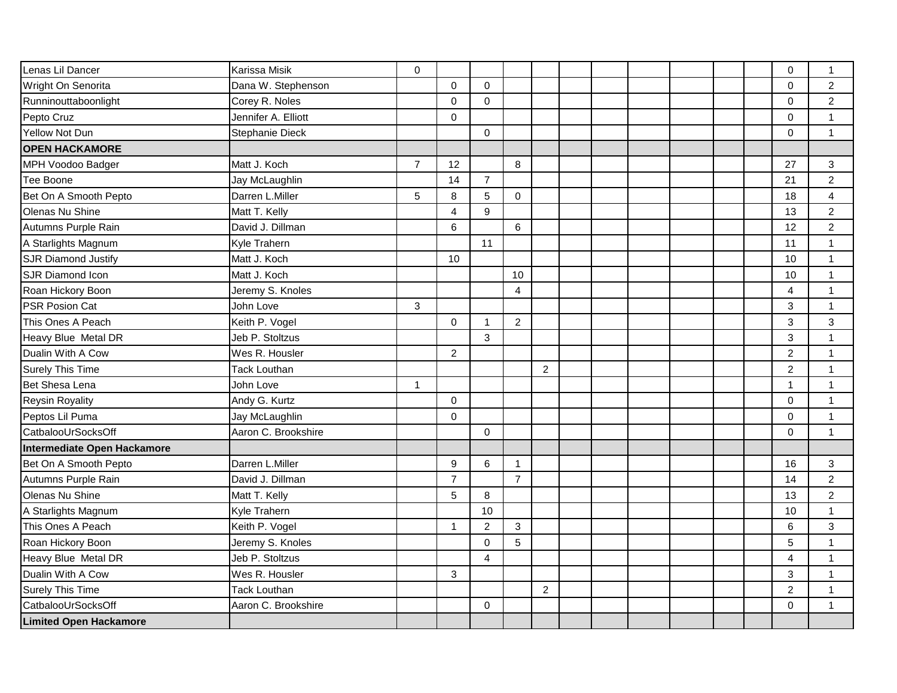| | | | | | | | | | | | | | | |
|---|---|---|---|---|---|---|---|---|---|---|---|---|---|---|
| Lenas Lil Dancer | Karissa Misik | 0 | | | | | | | | | | | 0 | 1 |
| Wright On Senorita | Dana W. Stephenson | | 0 | 0 | | | | | | | | | 0 | 2 |
| Runninouttaboonlight | Corey R. Noles | | 0 | 0 | | | | | | | | | 0 | 2 |
| Pepto Cruz | Jennifer A. Elliott | | 0 | | | | | | | | | | 0 | 1 |
| Yellow Not Dun | Stephanie Dieck | | | 0 | | | | | | | | | 0 | 1 |
| **OPEN HACKAMORE** | | | | | | | | | | | | | | |
| MPH Voodoo Badger | Matt J. Koch | 7 | 12 | | 8 | | | | | | | | 27 | 3 |
| Tee Boone | Jay McLaughlin | | 14 | 7 | | | | | | | | | 21 | 2 |
| Bet On A Smooth Pepto | Darren L.Miller | 5 | 8 | 5 | 0 | | | | | | | | 18 | 4 |
| Olenas Nu Shine | Matt T. Kelly | | 4 | 9 | | | | | | | | | 13 | 2 |
| Autumns Purple Rain | David J. Dillman | | 6 | | 6 | | | | | | | | 12 | 2 |
| A Starlights Magnum | Kyle Trahern | | | 11 | | | | | | | | | 11 | 1 |
| SJR Diamond Justify | Matt J. Koch | | 10 | | | | | | | | | | 10 | 1 |
| SJR Diamond Icon | Matt J. Koch | | | | 10 | | | | | | | | 10 | 1 |
| Roan Hickory Boon | Jeremy S. Knoles | | | | 4 | | | | | | | | 4 | 1 |
| PSR Posion Cat | John Love | 3 | | | | | | | | | | | 3 | 1 |
| This Ones A Peach | Keith P. Vogel | | 0 | 1 | 2 | | | | | | | | 3 | 3 |
| Heavy Blue Metal DR | Jeb P. Stoltzus | | | 3 | | | | | | | | | 3 | 1 |
| Dualin With A Cow | Wes R. Housler | | 2 | | | | | | | | | | 2 | 1 |
| Surely This Time | Tack Louthan | | | | | 2 | | | | | | | 2 | 1 |
| Bet Shesa Lena | John Love | 1 | | | | | | | | | | | 1 | 1 |
| Reysin Royality | Andy G. Kurtz | | 0 | | | | | | | | | | 0 | 1 |
| Peptos Lil Puma | Jay McLaughlin | | 0 | | | | | | | | | | 0 | 1 |
| CatbalooUrSocksOff | Aaron C. Brookshire | | | 0 | | | | | | | | | 0 | 1 |
| **Intermediate Open Hackamore** | | | | | | | | | | | | | | |
| Bet On A Smooth Pepto | Darren L.Miller | | 9 | 6 | 1 | | | | | | | | 16 | 3 |
| Autumns Purple Rain | David J. Dillman | | 7 | | 7 | | | | | | | | 14 | 2 |
| Olenas Nu Shine | Matt T. Kelly | | 5 | 8 | | | | | | | | | 13 | 2 |
| A Starlights Magnum | Kyle Trahern | | | 10 | | | | | | | | | 10 | 1 |
| This Ones A Peach | Keith P. Vogel | | 1 | 2 | 3 | | | | | | | | 6 | 3 |
| Roan Hickory Boon | Jeremy S. Knoles | | | 0 | 5 | | | | | | | | 5 | 1 |
| Heavy Blue Metal DR | Jeb P. Stoltzus | | | 4 | | | | | | | | | 4 | 1 |
| Dualin With A Cow | Wes R. Housler | | 3 | | | | | | | | | | 3 | 1 |
| Surely This Time | Tack Louthan | | | | | 2 | | | | | | | 2 | 1 |
| CatbalooUrSocksOff | Aaron C. Brookshire | | | 0 | | | | | | | | | 0 | 1 |
| **Limited Open Hackamore** | | | | | | | | | | | | | | |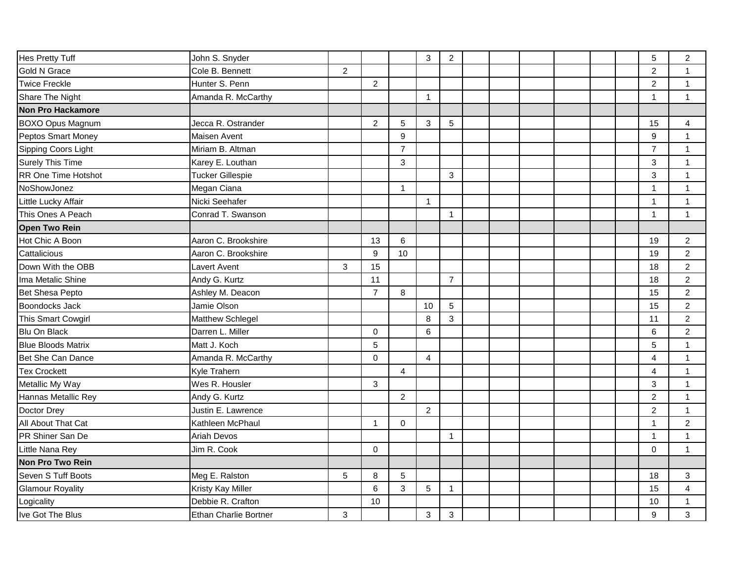| | | | | | | | | | | | | | | |
|---|---|---|---|---|---|---|---|---|---|---|---|---|---|---|
| Hes Pretty Tuff | John S. Snyder | | | | 3 | 2 | | | | | | | 5 | 2 |
| Gold N Grace | Cole B. Bennett | 2 | | | | | | | | | | | 2 | 1 |
| Twice Freckle | Hunter S. Penn | | 2 | | | | | | | | | | 2 | 1 |
| Share The Night | Amanda R. McCarthy | | | | 1 | | | | | | | | 1 | 1 |
| **Non Pro Hackamore** | | | | | | | | | | | | | | |
| BOXO Opus Magnum | Jecca R. Ostrander | | 2 | 5 | 3 | 5 | | | | | | | 15 | 4 |
| Peptos Smart Money | Maisen Avent | | | 9 | | | | | | | | | 9 | 1 |
| Sipping Coors Light | Miriam B. Altman | | | 7 | | | | | | | | | 7 | 1 |
| Surely This Time | Karey E. Louthan | | | 3 | | | | | | | | | 3 | 1 |
| RR One Time Hotshot | Tucker Gillespie | | | | | 3 | | | | | | | 3 | 1 |
| NoShowJonez | Megan Ciana | | | 1 | | | | | | | | | 1 | 1 |
| Little Lucky Affair | Nicki Seehafer | | | | 1 | | | | | | | | 1 | 1 |
| This Ones A Peach | Conrad T. Swanson | | | | | 1 | | | | | | | 1 | 1 |
| **Open Two Rein** | | | | | | | | | | | | | | |
| Hot Chic A Boon | Aaron C. Brookshire | | 13 | 6 | | | | | | | | | 19 | 2 |
| Cattalicious | Aaron C. Brookshire | | 9 | 10 | | | | | | | | | 19 | 2 |
| Down With the OBB | Lavert Avent | 3 | 15 | | | | | | | | | | 18 | 2 |
| Ima Metalic Shine | Andy G. Kurtz | | 11 | | | 7 | | | | | | | 18 | 2 |
| Bet Shesa Pepto | Ashley M. Deacon | | 7 | 8 | | | | | | | | | 15 | 2 |
| Boondocks Jack | Jamie Olson | | | | 10 | 5 | | | | | | | 15 | 2 |
| This Smart Cowgirl | Matthew Schlegel | | | | 8 | 3 | | | | | | | 11 | 2 |
| Blu On Black | Darren L. Miller | | 0 | | 6 | | | | | | | | 6 | 2 |
| Blue Bloods Matrix | Matt J. Koch | | 5 | | | | | | | | | | 5 | 1 |
| Bet She Can Dance | Amanda R. McCarthy | | 0 | | 4 | | | | | | | | 4 | 1 |
| Tex Crockett | Kyle Trahern | | | 4 | | | | | | | | | 4 | 1 |
| Metallic My Way | Wes R. Housler | | 3 | | | | | | | | | | 3 | 1 |
| Hannas Metallic Rey | Andy G. Kurtz | | | 2 | | | | | | | | | 2 | 1 |
| Doctor Drey | Justin E. Lawrence | | | | 2 | | | | | | | | 2 | 1 |
| All About That Cat | Kathleen McPhaul | | 1 | 0 | | | | | | | | | 1 | 2 |
| PR Shiner San De | Ariah Devos | | | | | 1 | | | | | | | 1 | 1 |
| Little Nana Rey | Jim R. Cook | | 0 | | | | | | | | | | 0 | 1 |
| **Non Pro Two Rein** | | | | | | | | | | | | | | |
| Seven S Tuff Boots | Meg E. Ralston | 5 | 8 | 5 | | | | | | | | | 18 | 3 |
| Glamour Royality | Kristy Kay Miller | | 6 | 3 | 5 | 1 | | | | | | | 15 | 4 |
| Logicality | Debbie R. Crafton | | 10 | | | | | | | | | | 10 | 1 |
| Ive Got The Blus | Ethan Charlie Bortner | 3 | | | 3 | 3 | | | | | | | 9 | 3 |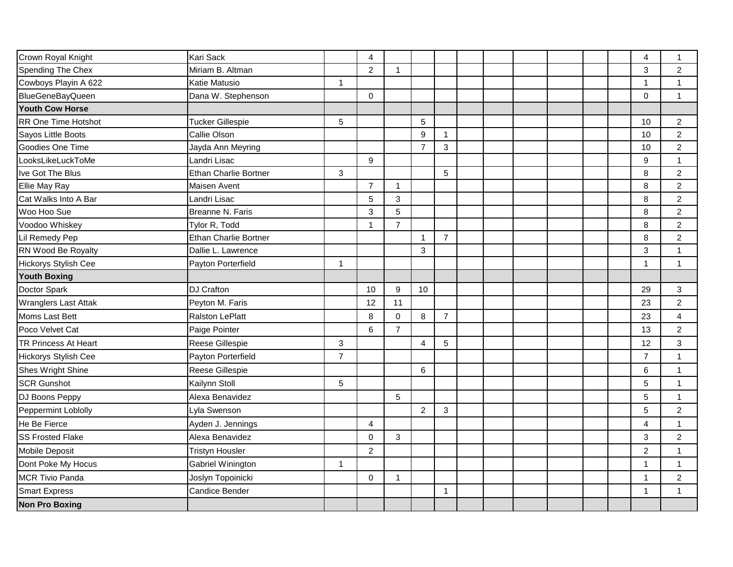| | | | | | | | | | | | | | | |
|---|---|---|---|---|---|---|---|---|---|---|---|---|---|---|
| Crown Royal Knight | Kari Sack | | 4 | | | | | | | | | | 4 | 1 |
| Spending The Chex | Miriam B. Altman | | 2 | 1 | | | | | | | | | 3 | 2 |
| Cowboys Playin A 622 | Katie Matusio | 1 | | | | | | | | | | | 1 | 1 |
| BlueGeneBayQueen | Dana W. Stephenson | | 0 | | | | | | | | | | 0 | 1 |
| **Youth Cow Horse** | | | | | | | | | | | | | | |
| RR One Time Hotshot | Tucker Gillespie | 5 | | | 5 | | | | | | | | 10 | 2 |
| Sayos Little Boots | Callie Olson | | | | 9 | 1 | | | | | | | 10 | 2 |
| Goodies One Time | Jayda Ann Meyring | | | | 7 | 3 | | | | | | | 10 | 2 |
| LooksLikeLuckToMe | Landri Lisac | | 9 | | | | | | | | | | 9 | 1 |
| Ive Got The Blus | Ethan Charlie Bortner | 3 | | | | 5 | | | | | | | 8 | 2 |
| Ellie May Ray | Maisen Avent | | 7 | 1 | | | | | | | | | 8 | 2 |
| Cat Walks Into A Bar | Landri Lisac | | 5 | 3 | | | | | | | | | 8 | 2 |
| Woo Hoo Sue | Breanne N. Faris | | 3 | 5 | | | | | | | | | 8 | 2 |
| Voodoo Whiskey | Tylor R, Todd | | 1 | 7 | | | | | | | | | 8 | 2 |
| Lil Remedy Pep | Ethan Charlie Bortner | | | | 1 | 7 | | | | | | | 8 | 2 |
| RN Wood Be Royalty | Dallie L. Lawrence | | | | 3 | | | | | | | | 3 | 1 |
| Hickorys Stylish Cee | Payton Porterfield | 1 | | | | | | | | | | | 1 | 1 |
| **Youth Boxing** | | | | | | | | | | | | | | |
| Doctor Spark | DJ Crafton | | 10 | 9 | 10 | | | | | | | | 29 | 3 |
| Wranglers Last Attak | Peyton M. Faris | | 12 | 11 | | | | | | | | | 23 | 2 |
| Moms Last Bett | Ralston LePlatt | | 8 | 0 | 8 | 7 | | | | | | | 23 | 4 |
| Poco Velvet Cat | Paige Pointer | | 6 | 7 | | | | | | | | | 13 | 2 |
| TR Princess At Heart | Reese Gillespie | 3 | | | 4 | 5 | | | | | | | 12 | 3 |
| Hickorys Stylish Cee | Payton Porterfield | 7 | | | | | | | | | | | 7 | 1 |
| Shes Wright Shine | Reese Gillespie | | | | 6 | | | | | | | | 6 | 1 |
| SCR Gunshot | Kailynn Stoll | 5 | | | | | | | | | | | 5 | 1 |
| DJ Boons Peppy | Alexa Benavidez | | | 5 | | | | | | | | | 5 | 1 |
| Peppermint Loblolly | Lyla Swenson | | | | 2 | 3 | | | | | | | 5 | 2 |
| He Be Fierce | Ayden J. Jennings | | 4 | | | | | | | | | | 4 | 1 |
| SS Frosted Flake | Alexa Benavidez | | 0 | 3 | | | | | | | | | 3 | 2 |
| Mobile Deposit | Tristyn Housler | | 2 | | | | | | | | | | 2 | 1 |
| Dont Poke My Hocus | Gabriel Winington | 1 | | | | | | | | | | | 1 | 1 |
| MCR Tivio Panda | Joslyn Topoinicki | | 0 | 1 | | | | | | | | | 1 | 2 |
| Smart Express | Candice Bender | | | | | 1 | | | | | | | 1 | 1 |
| **Non Pro Boxing** | | | | | | | | | | | | | | |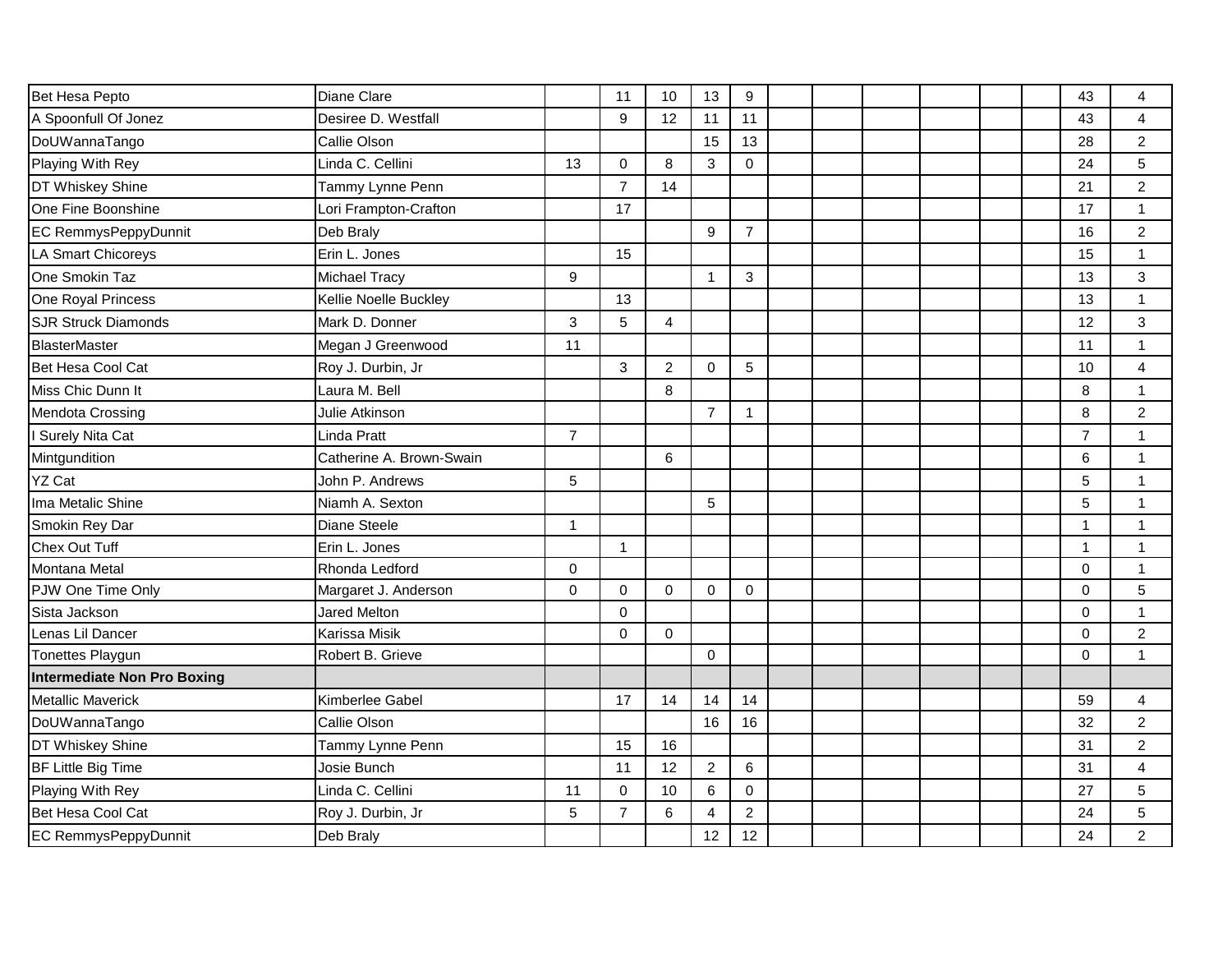| | | | | | | | | | | | | | | |
|---|---|---|---|---|---|---|---|---|---|---|---|---|---|---|
| Bet Hesa Pepto | Diane Clare | | 11 | 10 | 13 | 9 | | | | | | | 43 | 4 |
| A Spoonfull Of Jonez | Desiree D. Westfall | | 9 | 12 | 11 | 11 | | | | | | | 43 | 4 |
| DoUWannaTango | Callie Olson | | | | 15 | 13 | | | | | | | 28 | 2 |
| Playing With Rey | Linda C. Cellini | 13 | 0 | 8 | 3 | 0 | | | | | | | 24 | 5 |
| DT Whiskey Shine | Tammy Lynne Penn | | 7 | 14 | | | | | | | | | 21 | 2 |
| One Fine Boonshine | Lori Frampton-Crafton | | 17 | | | | | | | | | | 17 | 1 |
| EC RemmysPeppyDunnit | Deb Braly | | | | 9 | 7 | | | | | | | 16 | 2 |
| LA Smart Chicoreys | Erin L. Jones | | 15 | | | | | | | | | | 15 | 1 |
| One Smokin Taz | Michael Tracy | 9 | | | 1 | 3 | | | | | | | 13 | 3 |
| One Royal Princess | Kellie Noelle Buckley | | 13 | | | | | | | | | | 13 | 1 |
| SJR Struck Diamonds | Mark D. Donner | 3 | 5 | 4 | | | | | | | | | 12 | 3 |
| BlasterMaster | Megan J Greenwood | 11 | | | | | | | | | | | 11 | 1 |
| Bet Hesa Cool Cat | Roy J. Durbin, Jr | | 3 | 2 | 0 | 5 | | | | | | | 10 | 4 |
| Miss Chic Dunn It | Laura M. Bell | | | 8 | | | | | | | | | 8 | 1 |
| Mendota Crossing | Julie Atkinson | | | | 7 | 1 | | | | | | | 8 | 2 |
| I Surely Nita Cat | Linda Pratt | 7 | | | | | | | | | | | 7 | 1 |
| Mintgundition | Catherine A. Brown-Swain | | | 6 | | | | | | | | | 6 | 1 |
| YZ Cat | John P. Andrews | 5 | | | | | | | | | | | 5 | 1 |
| Ima Metalic Shine | Niamh A. Sexton | | | | 5 | | | | | | | | 5 | 1 |
| Smokin Rey Dar | Diane Steele | 1 | | | | | | | | | | | 1 | 1 |
| Chex Out Tuff | Erin L. Jones | | 1 | | | | | | | | | | 1 | 1 |
| Montana Metal | Rhonda Ledford | 0 | | | | | | | | | | | 0 | 1 |
| PJW One Time Only | Margaret J. Anderson | 0 | 0 | 0 | 0 | 0 | | | | | | | 0 | 5 |
| Sista Jackson | Jared Melton | | 0 | | | | | | | | | | 0 | 1 |
| Lenas Lil Dancer | Karissa Misik | | 0 | 0 | | | | | | | | | 0 | 2 |
| Tonettes Playgun | Robert B. Grieve | | | | 0 | | | | | | | | 0 | 1 |
| **Intermediate Non Pro Boxing** | | | | | | | | | | | | | | |
| Metallic Maverick | Kimberlee Gabel | | 17 | 14 | 14 | 14 | | | | | | | 59 | 4 |
| DoUWannaTango | Callie Olson | | | | 16 | 16 | | | | | | | 32 | 2 |
| DT Whiskey Shine | Tammy Lynne Penn | | 15 | 16 | | | | | | | | | 31 | 2 |
| BF Little Big Time | Josie Bunch | | 11 | 12 | 2 | 6 | | | | | | | 31 | 4 |
| Playing With Rey | Linda C. Cellini | 11 | 0 | 10 | 6 | 0 | | | | | | | 27 | 5 |
| Bet Hesa Cool Cat | Roy J. Durbin, Jr | 5 | 7 | 6 | 4 | 2 | | | | | | | 24 | 5 |
| EC RemmysPeppyDunnit | Deb Braly | | | | 12 | 12 | | | | | | | 24 | 2 |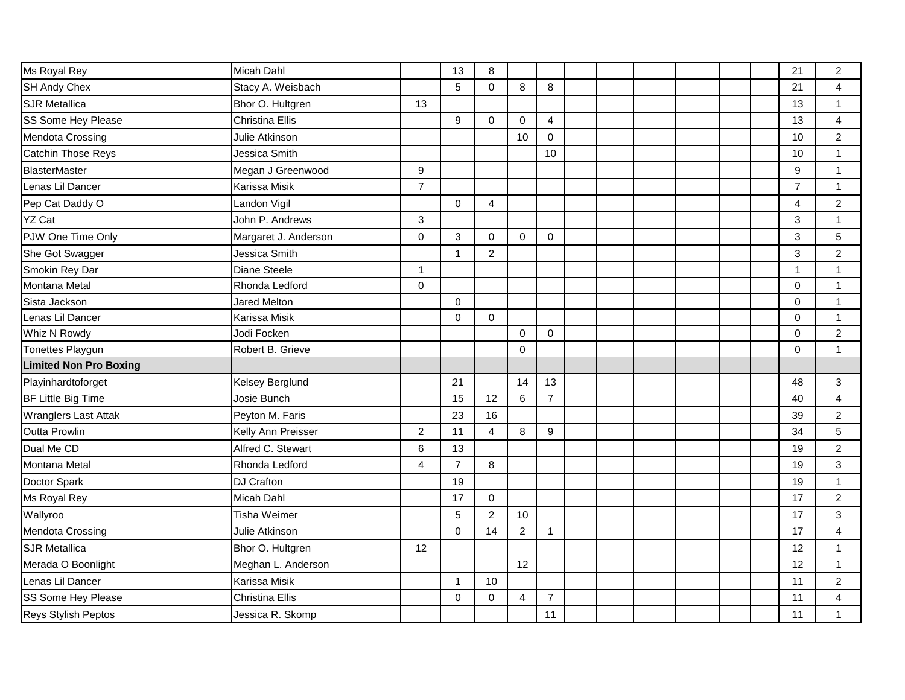| | | | | | | | | | | | | | | |
|---|---|---|---|---|---|---|---|---|---|---|---|---|---|---|
| Ms Royal Rey | Micah Dahl | | 13 | 8 | | | | | | | | | 21 | 2 |
| SH Andy Chex | Stacy A. Weisbach | | 5 | 0 | 8 | 8 | | | | | | | 21 | 4 |
| SJR Metallica | Bhor O. Hultgren | 13 | | | | | | | | | | | 13 | 1 |
| SS Some Hey Please | Christina Ellis | | 9 | 0 | 0 | 4 | | | | | | | 13 | 4 |
| Mendota Crossing | Julie Atkinson | | | | 10 | 0 | | | | | | | 10 | 2 |
| Catchin Those Reys | Jessica Smith | | | | | 10 | | | | | | | 10 | 1 |
| BlasterMaster | Megan J Greenwood | 9 | | | | | | | | | | | 9 | 1 |
| Lenas Lil Dancer | Karissa Misik | 7 | | | | | | | | | | | 7 | 1 |
| Pep Cat Daddy O | Landon Vigil | | 0 | 4 | | | | | | | | | 4 | 2 |
| YZ Cat | John P. Andrews | 3 | | | | | | | | | | | 3 | 1 |
| PJW One Time Only | Margaret J. Anderson | 0 | 3 | 0 | 0 | 0 | | | | | | | 3 | 5 |
| She Got Swagger | Jessica Smith | | 1 | 2 | | | | | | | | | 3 | 2 |
| Smokin Rey Dar | Diane Steele | 1 | | | | | | | | | | | 1 | 1 |
| Montana Metal | Rhonda Ledford | 0 | | | | | | | | | | | 0 | 1 |
| Sista Jackson | Jared Melton | | 0 | | | | | | | | | | 0 | 1 |
| Lenas Lil Dancer | Karissa Misik | | 0 | 0 | | | | | | | | | 0 | 1 |
| Whiz N Rowdy | Jodi Focken | | | | 0 | 0 | | | | | | | 0 | 2 |
| Tonettes Playgun | Robert B. Grieve | | | | 0 | | | | | | | | 0 | 1 |
| **Limited Non Pro Boxing** | | | | | | | | | | | | | | |
| Playinhardtoforget | Kelsey Berglund | | 21 | | 14 | 13 | | | | | | | 48 | 3 |
| BF Little Big Time | Josie Bunch | | 15 | 12 | 6 | 7 | | | | | | | 40 | 4 |
| Wranglers Last Attak | Peyton M. Faris | | 23 | 16 | | | | | | | | | 39 | 2 |
| Outta Prowlin | Kelly Ann Preisser | 2 | 11 | 4 | 8 | 9 | | | | | | | 34 | 5 |
| Dual Me CD | Alfred C. Stewart | 6 | 13 | | | | | | | | | | 19 | 2 |
| Montana Metal | Rhonda Ledford | 4 | 7 | 8 | | | | | | | | | 19 | 3 |
| Doctor Spark | DJ Crafton | | 19 | | | | | | | | | | 19 | 1 |
| Ms Royal Rey | Micah Dahl | | 17 | 0 | | | | | | | | | 17 | 2 |
| Wallyroo | Tisha Weimer | | 5 | 2 | 10 | | | | | | | | 17 | 3 |
| Mendota Crossing | Julie Atkinson | | 0 | 14 | 2 | 1 | | | | | | | 17 | 4 |
| SJR Metallica | Bhor O. Hultgren | 12 | | | | | | | | | | | 12 | 1 |
| Merada O Boonlight | Meghan L. Anderson | | | | 12 | | | | | | | | 12 | 1 |
| Lenas Lil Dancer | Karissa Misik | | 1 | 10 | | | | | | | | | 11 | 2 |
| SS Some Hey Please | Christina Ellis | | 0 | 0 | 4 | 7 | | | | | | | 11 | 4 |
| Reys Stylish Peptos | Jessica R. Skomp | | | | | 11 | | | | | | | 11 | 1 |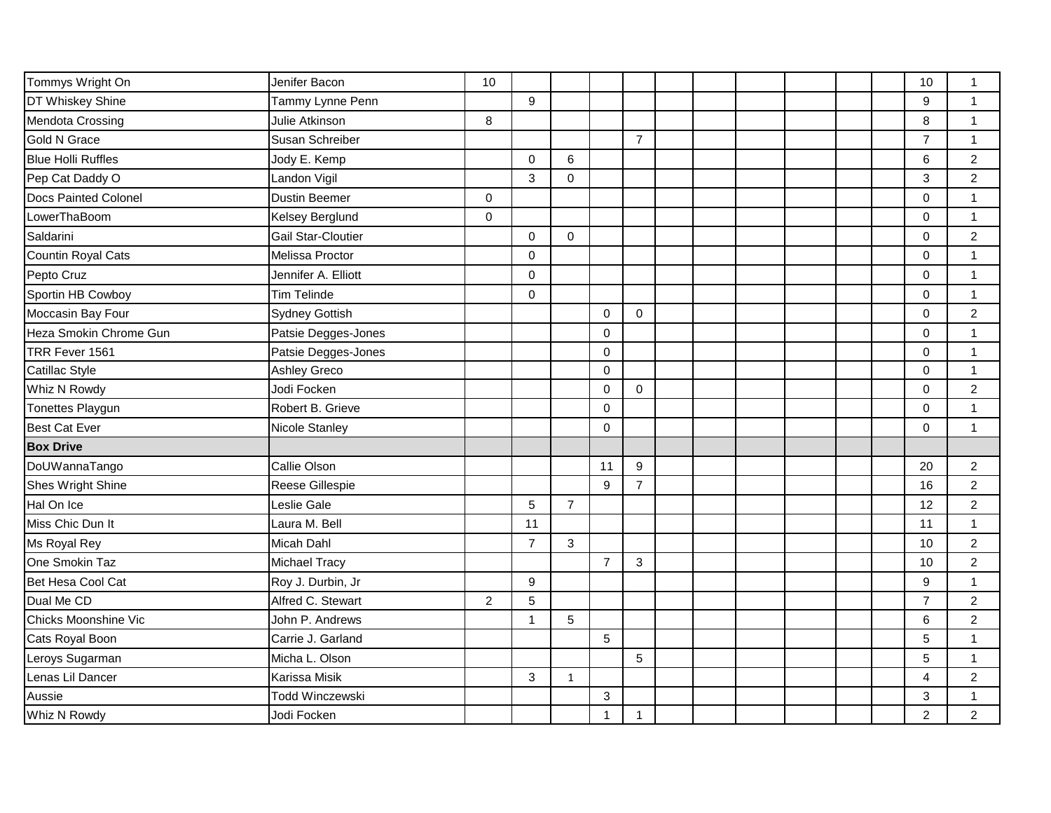| | | | | | | | | | | | | | | |
|---|---|---|---|---|---|---|---|---|---|---|---|---|---|---|
| Tommys Wright On | Jenifer Bacon | 10 | | | | | | | | | | | 10 | 1 |
| DT Whiskey Shine | Tammy Lynne Penn | | 9 | | | | | | | | | | 9 | 1 |
| Mendota Crossing | Julie Atkinson | 8 | | | | | | | | | | | 8 | 1 |
| Gold N Grace | Susan Schreiber | | | | | 7 | | | | | | | 7 | 1 |
| Blue Holli Ruffles | Jody E. Kemp | | 0 | 6 | | | | | | | | | 6 | 2 |
| Pep Cat Daddy O | Landon Vigil | | 3 | 0 | | | | | | | | | 3 | 2 |
| Docs Painted Colonel | Dustin Beemer | 0 | | | | | | | | | | | 0 | 1 |
| LowerThaBoom | Kelsey Berglund | 0 | | | | | | | | | | | 0 | 1 |
| Saldarini | Gail Star-Cloutier | | 0 | 0 | | | | | | | | | 0 | 2 |
| Countin Royal Cats | Melissa Proctor | | 0 | | | | | | | | | | 0 | 1 |
| Pepto Cruz | Jennifer A. Elliott | | 0 | | | | | | | | | | 0 | 1 |
| Sportin HB Cowboy | Tim Telinde | | 0 | | | | | | | | | | 0 | 1 |
| Moccasin Bay Four | Sydney Gottish | | | | 0 | 0 | | | | | | | 0 | 2 |
| Heza Smokin Chrome Gun | Patsie Degges-Jones | | | | 0 | | | | | | | | 0 | 1 |
| TRR Fever 1561 | Patsie Degges-Jones | | | | 0 | | | | | | | | 0 | 1 |
| Catillac Style | Ashley Greco | | | | 0 | | | | | | | | 0 | 1 |
| Whiz N Rowdy | Jodi Focken | | | | 0 | 0 | | | | | | | 0 | 2 |
| Tonettes Playgun | Robert B. Grieve | | | | 0 | | | | | | | | 0 | 1 |
| Best Cat Ever | Nicole Stanley | | | | 0 | | | | | | | | 0 | 1 |
| **Box Drive** | | | | | | | | | | | | | | |
| DoUWannaTango | Callie Olson | | | | 11 | 9 | | | | | | | 20 | 2 |
| Shes Wright Shine | Reese Gillespie | | | | 9 | 7 | | | | | | | 16 | 2 |
| Hal On Ice | Leslie Gale | | 5 | 7 | | | | | | | | | 12 | 2 |
| Miss Chic Dun It | Laura M. Bell | | 11 | | | | | | | | | | 11 | 1 |
| Ms Royal Rey | Micah Dahl | | 7 | 3 | | | | | | | | | 10 | 2 |
| One Smokin Taz | Michael Tracy | | | | 7 | 3 | | | | | | | 10 | 2 |
| Bet Hesa Cool Cat | Roy J. Durbin, Jr | | 9 | | | | | | | | | | 9 | 1 |
| Dual Me CD | Alfred C. Stewart | 2 | 5 | | | | | | | | | | 7 | 2 |
| Chicks Moonshine Vic | John P. Andrews | | 1 | 5 | | | | | | | | | 6 | 2 |
| Cats Royal Boon | Carrie J. Garland | | | | 5 | | | | | | | | 5 | 1 |
| Leroys Sugarman | Micha L. Olson | | | | | 5 | | | | | | | 5 | 1 |
| Lenas Lil Dancer | Karissa Misik | | 3 | 1 | | | | | | | | | 4 | 2 |
| Aussie | Todd Winczewski | | | | 3 | | | | | | | | 3 | 1 |
| Whiz N Rowdy | Jodi Focken | | | | 1 | 1 | | | | | | | 2 | 2 |